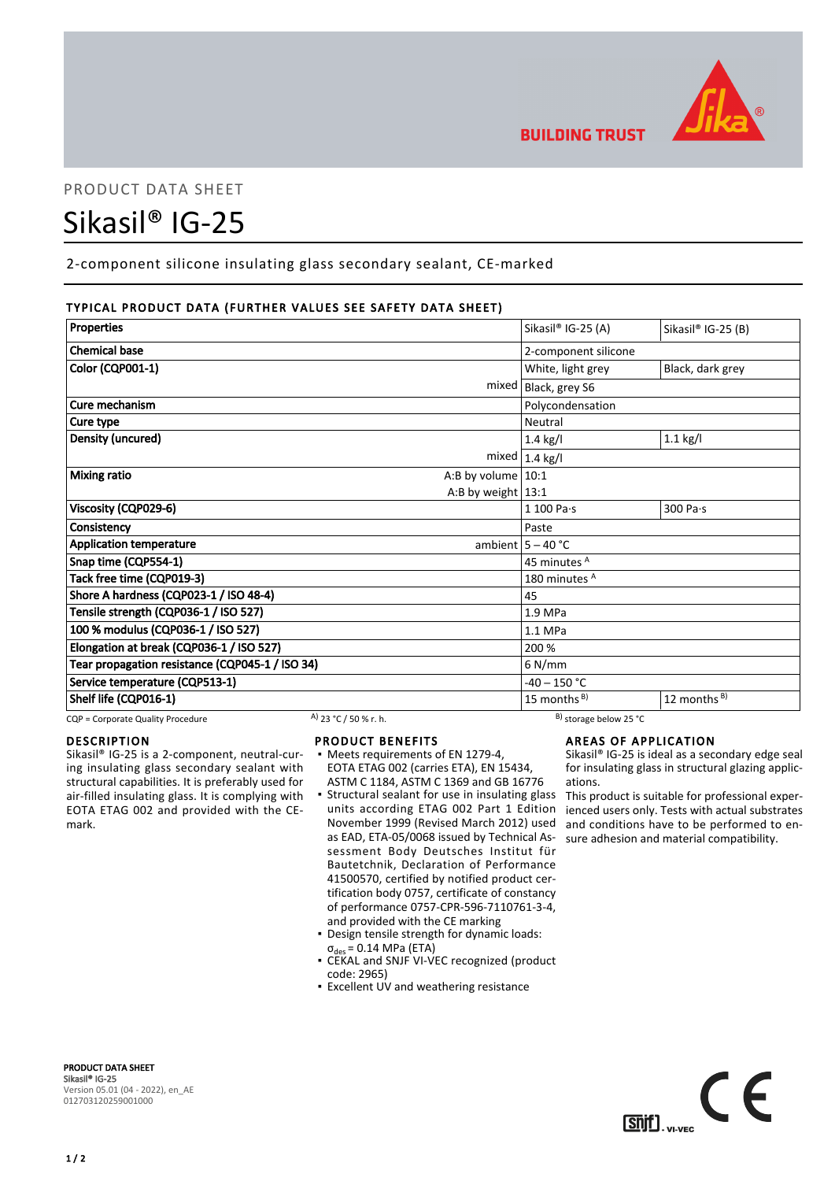PRODUCT DATA SHEET

# Sikasil® IG-25

2-component silicone insulating glass secondary sealant, CE-marked

## TYPICAL PRODUCT DATA (FURTHER VALUES SEE SAFETY DATA SHEET)

| Properties | | Sikasil® IG-25 (A) | Sikasil® IG-25 (B) |
|---|---|---|---|
| Chemical base | | 2-component silicone | |
| Color (CQP001-1) | | White, light grey | Black, dark grey |
| | mixed | Black, grey S6 | |
| Cure mechanism | | Polycondensation | |
| Cure type | | Neutral | |
| Density (uncured) | | 1.4 kg/l | 1.1 kg/l |
| | mixed | 1.4 kg/l | |
| Mixing ratio | A:B by volume | 10:1 | |
| | A:B by weight | 13:1 | |
| Viscosity (CQP029-6) | | 1 100 Pa·s | 300 Pa·s |
| Consistency | | Paste | |
| Application temperature | ambient | 5 – 40 °C | |
| Snap time (CQP554-1) | | 45 minutes [A] | |
| Tack free time (CQP019-3) | | 180 minutes [A] | |
| Shore A hardness (CQP023-1 / ISO 48-4) | | 45 | |
| Tensile strength (CQP036-1 / ISO 527) | | 1.9 MPa | |
| 100 % modulus (CQP036-1 / ISO 527) | | 1.1 MPa | |
| Elongation at break (CQP036-1 / ISO 527) | | 200 % | |
| Tear propagation resistance (CQP045-1 / ISO 34) | | 6 N/mm | |
| Service temperature (CQP513-1) | | -40 – 150 °C | |
| Shelf life (CQP016-1) | | 15 months [B] | 12 months [B] |

CQP = Corporate Quality Procedure  [A] 23 °C / 50 % r. h.  [B] storage below 25 °C

## DESCRIPTION

Sikasil® IG-25 is a 2-component, neutral-curing insulating glass secondary sealant with structural capabilities. It is preferably used for air-filled insulating glass. It is complying with EOTA ETAG 002 and provided with the CE-mark.

## PRODUCT BENEFITS

- Meets requirements of EN 1279-4, EOTA ETAG 002 (carries ETA), EN 15434, ASTM C 1184, ASTM C 1369 and GB 16776
- Structural sealant for use in insulating glass units according ETAG 002 Part 1 Edition November 1999 (Revised March 2012) used as EAD, ETA-05/0068 issued by Technical Assessment Body Deutsches Institut für Bautetchnik, Declaration of Performance 41500570, certified by notified product certification body 0757, certificate of constancy of performance 0757-CPR-596-7110761-3-4, and provided with the CE marking
- Design tensile strength for dynamic loads: $\sigma_{des}$ = 0.14 MPa (ETA)
- CEKAL and SNJF VI-VEC recognized (product code: 2965)
- Excellent UV and weathering resistance

## AREAS OF APPLICATION

Sikasil® IG-25 is ideal as a secondary edge seal for insulating glass in structural glazing applications.

This product is suitable for professional experienced users only. Tests with actual substrates and conditions have to be performed to ensure adhesion and material compatibility.

**PRODUCT DATA SHEET**
**Sikasil® IG-25**
Version 05.01 (04 - 2022), en_AE
012703120259001000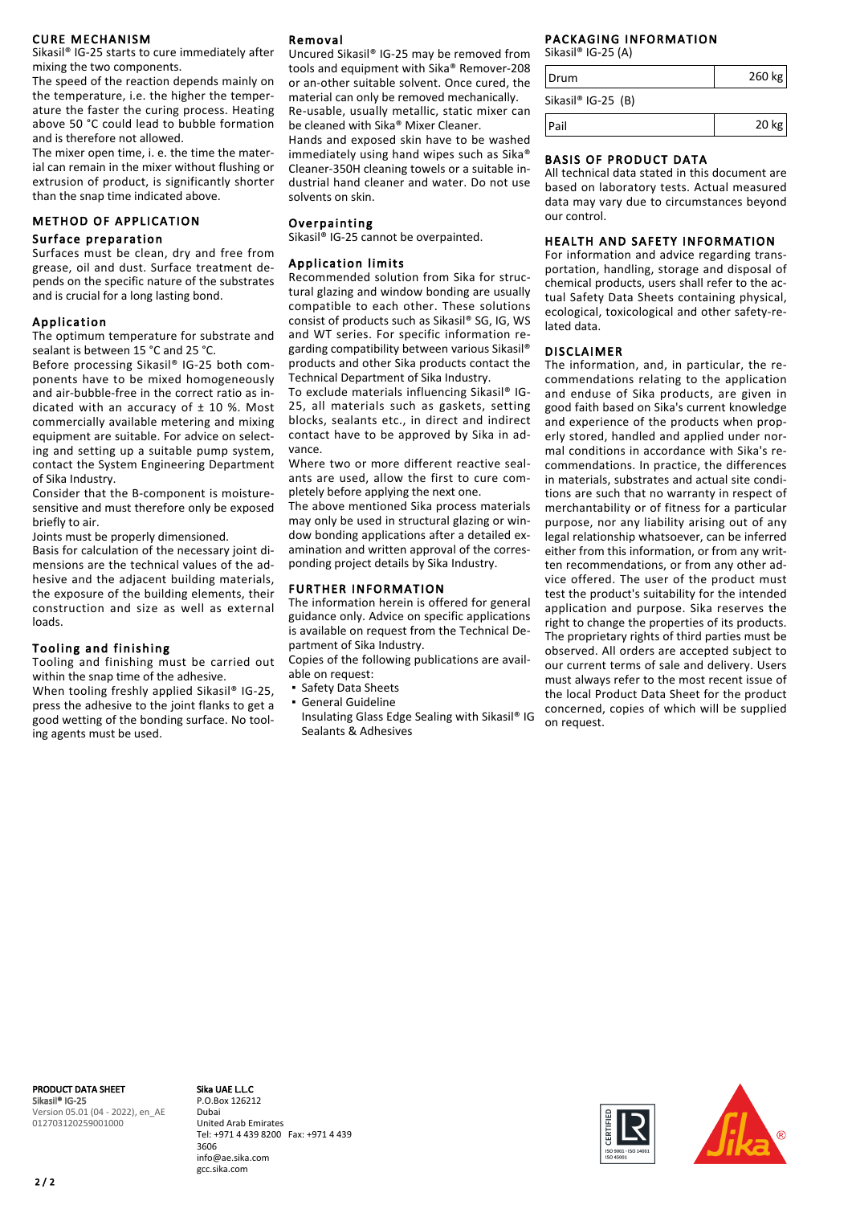## CURE MECHANISM

Sikasil® IG-25 starts to cure immediately after mixing the two components.

The speed of the reaction depends mainly on the temperature, i.e. the higher the temperature the faster the curing process. Heating above 50 °C could lead to bubble formation and is therefore not allowed.

The mixer open time, i. e. the time the material can remain in the mixer without flushing or extrusion of product, is significantly shorter than the snap time indicated above.

## METHOD OF APPLICATION

### Surface preparation

Surfaces must be clean, dry and free from grease, oil and dust. Surface treatment depends on the specific nature of the substrates and is crucial for a long lasting bond.

### Application

The optimum temperature for substrate and sealant is between 15 °C and 25 °C.

Before processing Sikasil® IG-25 both components have to be mixed homogeneously and air-bubble-free in the correct ratio as indicated with an accuracy of ± 10 %. Most commercially available metering and mixing equipment are suitable. For advice on selecting and setting up a suitable pump system, contact the System Engineering Department of Sika Industry.

Consider that the B-component is moisture-sensitive and must therefore only be exposed briefly to air.

Joints must be properly dimensioned.

Basis for calculation of the necessary joint dimensions are the technical values of the adhesive and the adjacent building materials, the exposure of the building elements, their construction and size as well as external loads.

### Tooling and finishing

Tooling and finishing must be carried out within the snap time of the adhesive.

When tooling freshly applied Sikasil® IG-25, press the adhesive to the joint flanks to get a good wetting of the bonding surface. No tooling agents must be used.

### Removal

Uncured Sikasil® IG-25 may be removed from tools and equipment with Sika® Remover-208 or an-other suitable solvent. Once cured, the material can only be removed mechanically.

Re-usable, usually metallic, static mixer can be cleaned with Sika® Mixer Cleaner.

Hands and exposed skin have to be washed immediately using hand wipes such as Sika® Cleaner-350H cleaning towels or a suitable industrial hand cleaner and water. Do not use solvents on skin.

### Overpainting

Sikasil® IG-25 cannot be overpainted.

### Application limits

Recommended solution from Sika for structural glazing and window bonding are usually compatible to each other. These solutions consist of products such as Sikasil® SG, IG, WS and WT series. For specific information regarding compatibility between various Sikasil® products and other Sika products contact the Technical Department of Sika Industry.

To exclude materials influencing Sikasil® IG-25, all materials such as gaskets, setting blocks, sealants etc., in direct and indirect contact have to be approved by Sika in advance.

Where two or more different reactive sealants are used, allow the first to cure completely before applying the next one.

The above mentioned Sika process materials may only be used in structural glazing or window bonding applications after a detailed examination and written approval of the corresponding project details by Sika Industry.

## FURTHER INFORMATION

The information herein is offered for general guidance only. Advice on specific applications is available on request from the Technical Department of Sika Industry.

Copies of the following publications are available on request:

- Safety Data Sheets
- General Guideline
  Insulating Glass Edge Sealing with Sikasil® IG Sealants & Adhesives

## PACKAGING INFORMATION

Sikasil® IG-25 (A)

| | |
|---|---|
| Drum | 260 kg |

Sikasil® IG-25 (B)

| | |
|---|---|
| Pail | 20 kg |

## BASIS OF PRODUCT DATA

All technical data stated in this document are based on laboratory tests. Actual measured data may vary due to circumstances beyond our control.

## HEALTH AND SAFETY INFORMATION

For information and advice regarding transportation, handling, storage and disposal of chemical products, users shall refer to the actual Safety Data Sheets containing physical, ecological, toxicological and other safety-related data.

## DISCLAIMER

The information, and, in particular, the recommendations relating to the application and enduse of Sika products, are given in good faith based on Sika's current knowledge and experience of the products when properly stored, handled and applied under normal conditions in accordance with Sika's recommendations. In practice, the differences in materials, substrates and actual site conditions are such that no warranty in respect of merchantability or of fitness for a particular purpose, nor any liability arising out of any legal relationship whatsoever, can be inferred either from this information, or from any written recommendations, or from any other advice offered. The user of the product must test the product's suitability for the intended application and purpose. Sika reserves the right to change the properties of its products. The proprietary rights of third parties must be observed. All orders are accepted subject to our current terms of sale and delivery. Users must always refer to the most recent issue of the local Product Data Sheet for the product concerned, copies of which will be supplied on request.

**PRODUCT DATA SHEET**
**Sikasil® IG-25**
Version 05.01 (04 - 2022), en_AE
012703120259001000

**Sika UAE L.L.C**
P.O.Box 126212
Dubai
United Arab Emirates
Tel: +971 4 439 8200 Fax: +971 4 439 3606
info@ae.sika.com
gcc.sika.com